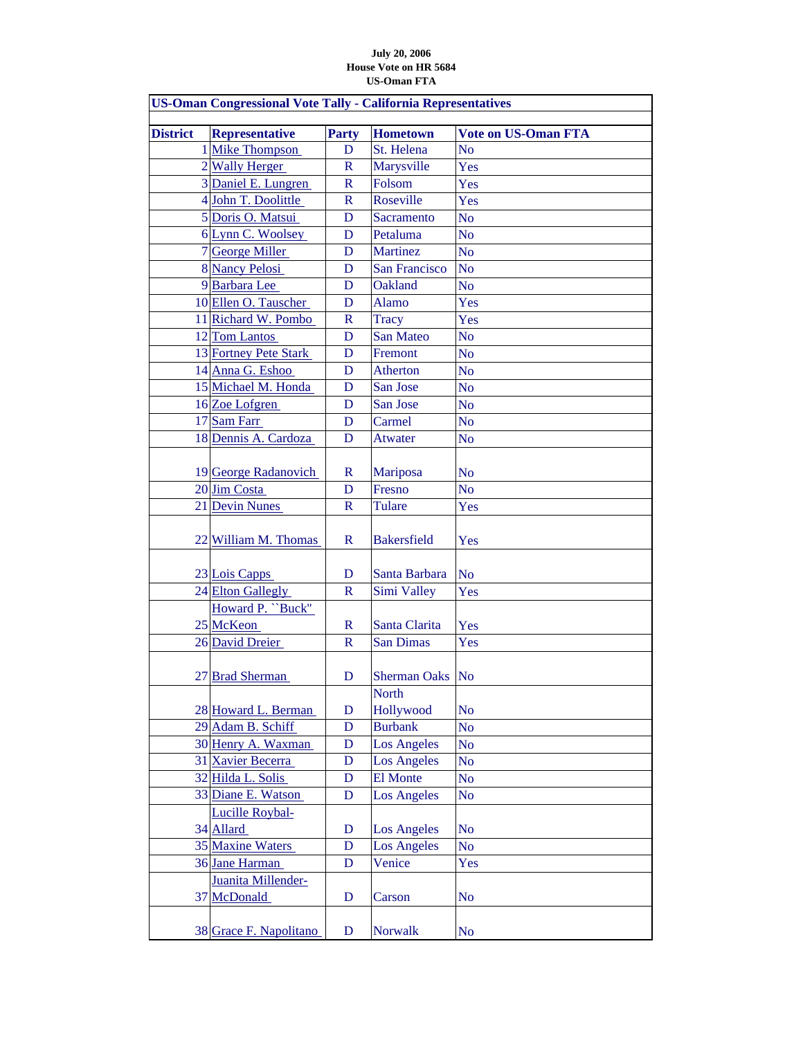**July 20, 2006**
**House Vote on HR 5684**
**US-Oman FTA**

| **US-Oman Congressional Vote Tally - California Representatives** | | | | |
|---|---|---|---|---|
| **District** | **Representative** | **Party** | **Hometown** | **Vote on US-Oman FTA** |
| 1 | Mike Thompson | D | St. Helena | No |
| 2 | Wally Herger | R | Marysville | Yes |
| 3 | Daniel E. Lungren | R | Folsom | Yes |
| 4 | John T. Doolittle | R | Roseville | Yes |
| 5 | Doris O. Matsui | D | Sacramento | No |
| 6 | Lynn C. Woolsey | D | Petaluma | No |
| 7 | George Miller | D | Martinez | No |
| 8 | Nancy Pelosi | D | San Francisco | No |
| 9 | Barbara Lee | D | Oakland | No |
| 10 | Ellen O. Tauscher | D | Alamo | Yes |
| 11 | Richard W. Pombo | R | Tracy | Yes |
| 12 | Tom Lantos | D | San Mateo | No |
| 13 | Fortney Pete Stark | D | Fremont | No |
| 14 | Anna G. Eshoo | D | Atherton | No |
| 15 | Michael M. Honda | D | San Jose | No |
| 16 | Zoe Lofgren | D | San Jose | No |
| 17 | Sam Farr | D | Carmel | No |
| 18 | Dennis A. Cardoza | D | Atwater | No |
| 19 | George Radanovich | R | Mariposa | No |
| 20 | Jim Costa | D | Fresno | No |
| 21 | Devin Nunes | R | Tulare | Yes |
| 22 | William M. Thomas | R | Bakersfield | Yes |
| 23 | Lois Capps | D | Santa Barbara | No |
| 24 | Elton Gallegly | R | Simi Valley | Yes |
| 25 | Howard P. ``Buck'' McKeon | R | Santa Clarita | Yes |
| 26 | David Dreier | R | San Dimas | Yes |
| 27 | Brad Sherman | D | Sherman Oaks | No |
| 28 | Howard L. Berman | D | North Hollywood | No |
| 29 | Adam B. Schiff | D | Burbank | No |
| 30 | Henry A. Waxman | D | Los Angeles | No |
| 31 | Xavier Becerra | D | Los Angeles | No |
| 32 | Hilda L. Solis | D | El Monte | No |
| 33 | Diane E. Watson | D | Los Angeles | No |
| 34 | Lucille Roybal-Allard | D | Los Angeles | No |
| 35 | Maxine Waters | D | Los Angeles | No |
| 36 | Jane Harman | D | Venice | Yes |
| 37 | Juanita Millender-McDonald | D | Carson | No |
| 38 | Grace F. Napolitano | D | Norwalk | No |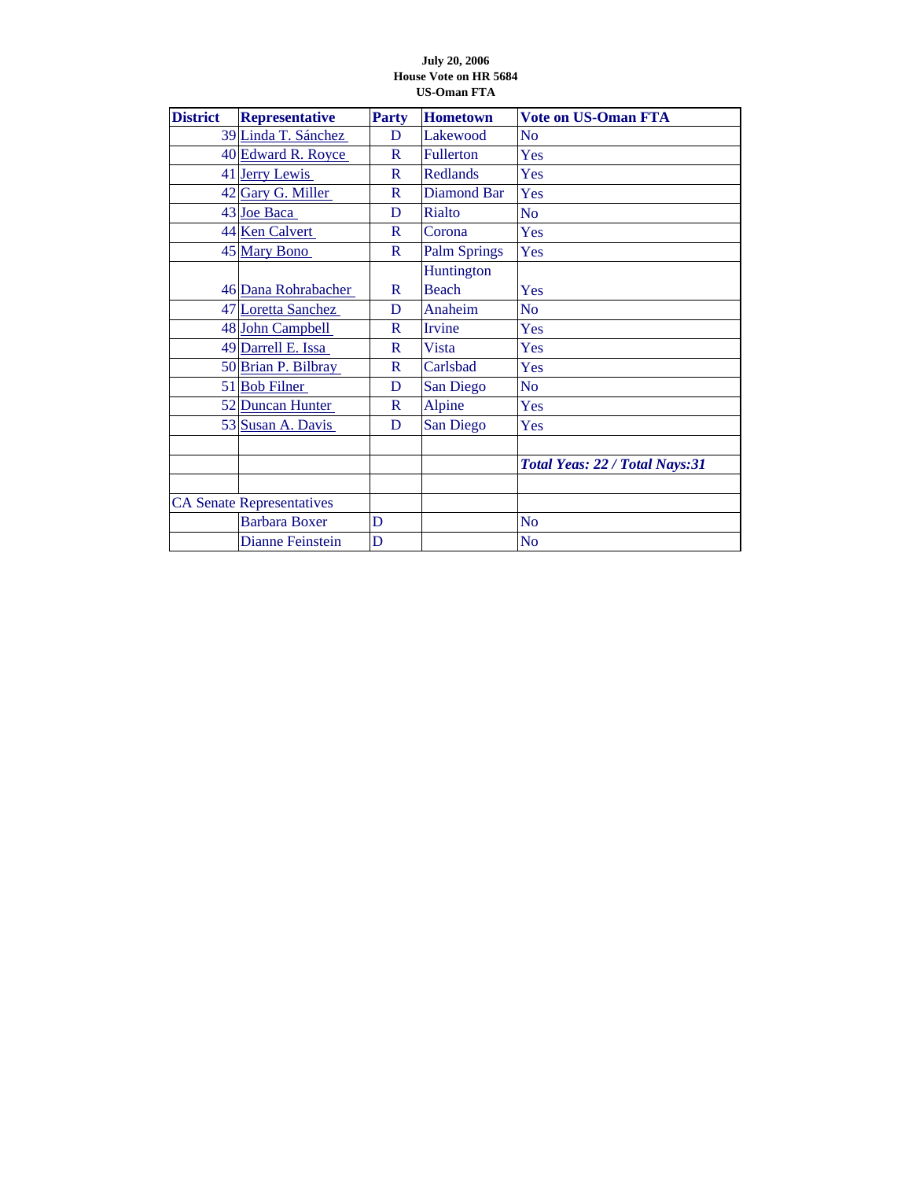**July 20, 2006**
**House Vote on HR 5684**
**US-Oman FTA**

| District | Representative | Party | Hometown | Vote on US-Oman FTA |
|---|---|---|---|---|
| 39 | Linda T. Sánchez | D | Lakewood | No |
| 40 | Edward R. Royce | R | Fullerton | Yes |
| 41 | Jerry Lewis | R | Redlands | Yes |
| 42 | Gary G. Miller | R | Diamond Bar | Yes |
| 43 | Joe Baca | D | Rialto | No |
| 44 | Ken Calvert | R | Corona | Yes |
| 45 | Mary Bono | R | Palm Springs | Yes |
| 46 | Dana Rohrabacher | R | Huntington Beach | Yes |
| 47 | Loretta Sanchez | D | Anaheim | No |
| 48 | John Campbell | R | Irvine | Yes |
| 49 | Darrell E. Issa | R | Vista | Yes |
| 50 | Brian P. Bilbray | R | Carlsbad | Yes |
| 51 | Bob Filner | D | San Diego | No |
| 52 | Duncan Hunter | R | Alpine | Yes |
| 53 | Susan A. Davis | D | San Diego | Yes |
| | | | | |
| | | | | ***Total Yeas: 22 / Total Nays:31*** |
| | | | | |
| CA Senate Representatives | | | | |
| | Barbara Boxer | D | | No |
| | Dianne Feinstein | D | | No |